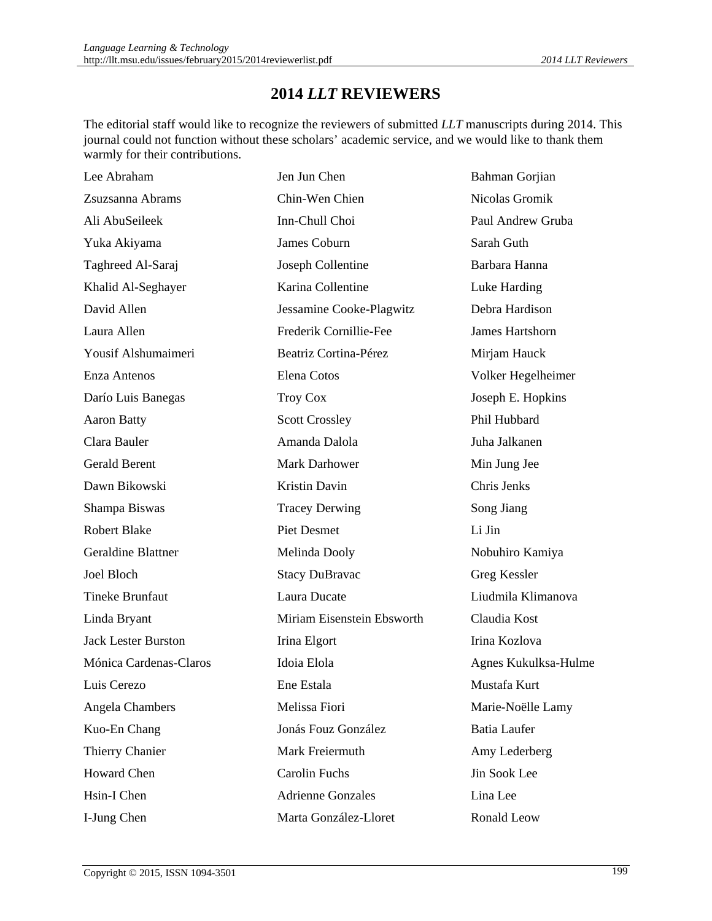# 2014 *LLT* REVIEWERS

The editorial staff would like to recognize the reviewers of submitted *LLT* manuscripts during 2014. This journal could not function without these scholars' academic service, and we would like to thank them warmly for their contributions.

Lee Abraham
Zsuzsanna Abrams
Ali AbuSeileek
Yuka Akiyama
Taghreed Al-Saraj
Khalid Al-Seghayer
David Allen
Laura Allen
Yousif Alshumaimeri
Enza Antenos
Darío Luis Banegas
Aaron Batty
Clara Bauler
Gerald Berent
Dawn Bikowski
Shampa Biswas
Robert Blake
Geraldine Blattner
Joel Bloch
Tineke Brunfaut
Linda Bryant
Jack Lester Burston
Mónica Cardenas-Claros
Luis Cerezo
Angela Chambers
Kuo-En Chang
Thierry Chanier
Howard Chen
Hsin-I Chen
I-Jung Chen
Jen Jun Chen
Chin-Wen Chien
Inn-Chull Choi
James Coburn
Joseph Collentine
Karina Collentine
Jessamine Cooke-Plagwitz
Frederik Cornillie-Fee
Beatriz Cortina-Pérez
Elena Cotos
Troy Cox
Scott Crossley
Amanda Dalola
Mark Darhower
Kristin Davin
Tracey Derwing
Piet Desmet
Melinda Dooly
Stacy DuBravac
Laura Ducate
Miriam Eisenstein Ebsworth
Irina Elgort
Idoia Elola
Ene Estala
Melissa Fiori
Jonás Fouz González
Mark Freiermuth
Carolin Fuchs
Adrienne Gonzales
Marta González-Lloret
Bahman Gorjian
Nicolas Gromik
Paul Andrew Gruba
Sarah Guth
Barbara Hanna
Luke Harding
Debra Hardison
James Hartshorn
Mirjam Hauck
Volker Hegelheimer
Joseph E. Hopkins
Phil Hubbard
Juha Jalkanen
Min Jung Jee
Chris Jenks
Song Jiang
Li Jin
Nobuhiro Kamiya
Greg Kessler
Liudmila Klimanova
Claudia Kost
Irina Kozlova
Agnes Kukulksa-Hulme
Mustafa Kurt
Marie-Noëlle Lamy
Batia Laufer
Amy Lederberg
Jin Sook Lee
Lina Lee
Ronald Leow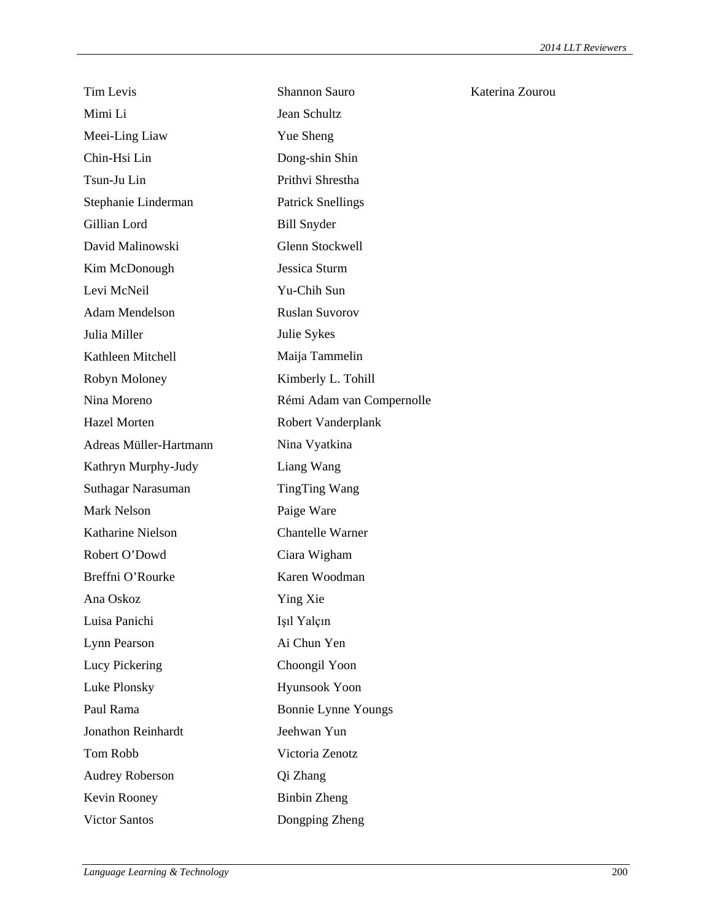Tim Levis
Mimi Li
Meei-Ling Liaw
Chin-Hsi Lin
Tsun-Ju Lin
Stephanie Linderman
Gillian Lord
David Malinowski
Kim McDonough
Levi McNeil
Adam Mendelson
Julia Miller
Kathleen Mitchell
Robyn Moloney
Nina Moreno
Hazel Morten
Adreas Müller-Hartmann
Kathryn Murphy-Judy
Suthagar Narasuman
Mark Nelson
Katharine Nielson
Robert O’Dowd
Breffni O’Rourke
Ana Oskoz
Luisa Panichi
Lynn Pearson
Lucy Pickering
Luke Plonsky
Paul Rama
Jonathon Reinhardt
Tom Robb
Audrey Roberson
Kevin Rooney
Victor Santos
Shannon Sauro
Jean Schultz
Yue Sheng
Dong-shin Shin
Prithvi Shrestha
Patrick Snellings
Bill Snyder
Glenn Stockwell
Jessica Sturm
Yu-Chih Sun
Ruslan Suvorov
Julie Sykes
Maija Tammelin
Kimberly L. Tohill
Rémi Adam van Compernolle
Robert Vanderplank
Nina Vyatkina
Liang Wang
TingTing Wang
Paige Ware
Chantelle Warner
Ciara Wigham
Karen Woodman
Ying Xie
Işıl Yalçın
Ai Chun Yen
Choongil Yoon
Hyunsook Yoon
Bonnie Lynne Youngs
Jeehwan Yun
Victoria Zenotz
Qi Zhang
Binbin Zheng
Dongping Zheng
Katerina Zourou